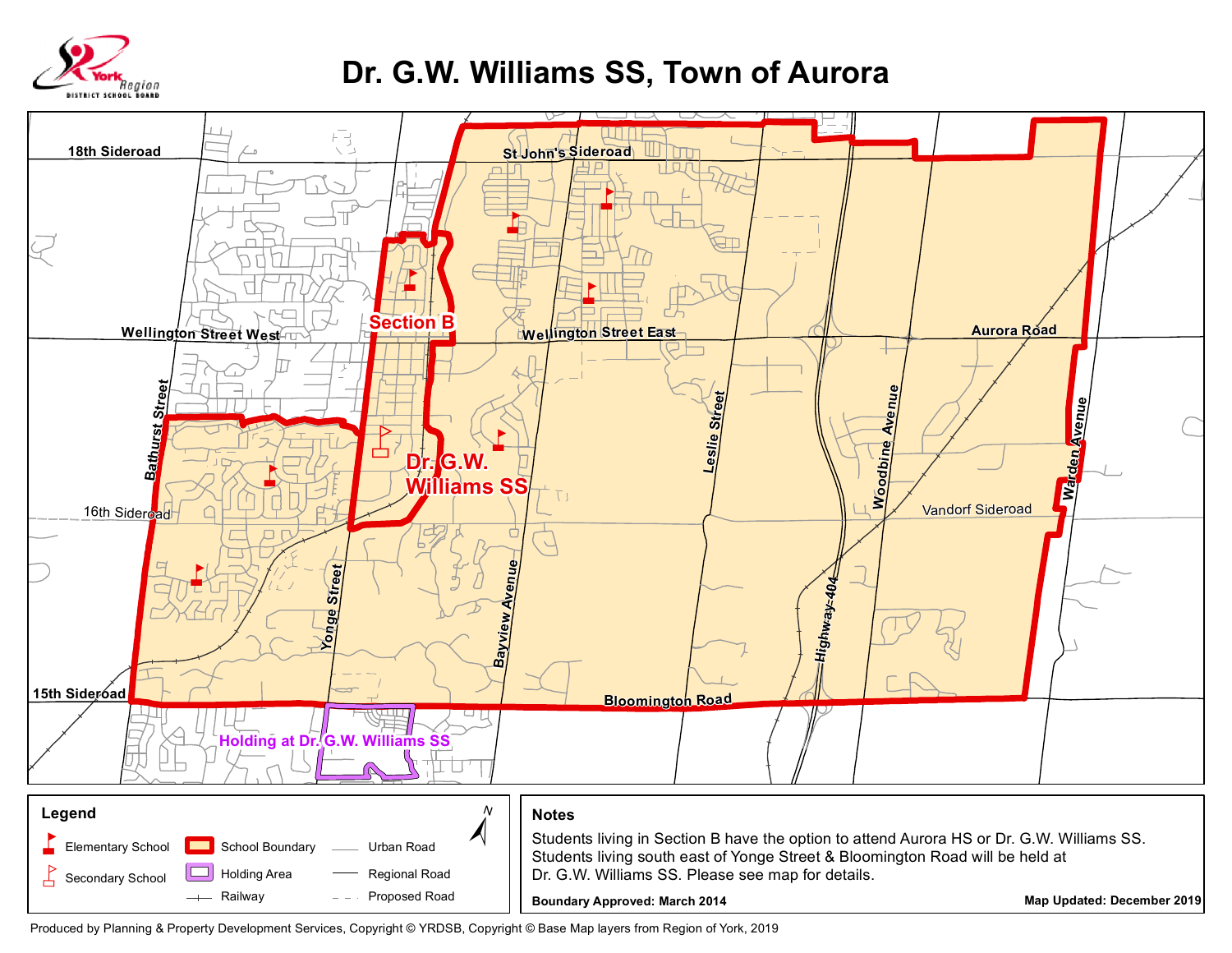# Dr. G.W. Williams SS, Town of Aurora

York Region District School Board

18th Sideroad
St John's Sideroad
Section B
Wellington Street West
Wellington Street East
Aurora Road
Bathurst Street
Leslie Street
Woodbine Avenue
Warden Avenue
Dr. G.W. Williams SS
16th Sideroad
Vandorf Sideroad
Yonge Street
Bayview Avenue
Highway 404
15th Sideroad
Bloomington Road
Holding at Dr. G.W. Williams SS

## Legend

- Elementary School
- Secondary School
- School Boundary
- Holding Area
- Railway
- Urban Road
- Regional Road
- Proposed Road

N

## Notes

Students living in Section B have the option to attend Aurora HS or Dr. G.W. Williams SS. Students living south east of Yonge Street & Bloomington Road will be held at Dr. G.W. Williams SS. Please see map for details.

**Boundary Approved: March 2014**

**Map Updated: December 2019**

Produced by Planning & Property Development Services, Copyright © YRDSB, Copyright © Base Map layers from Region of York, 2019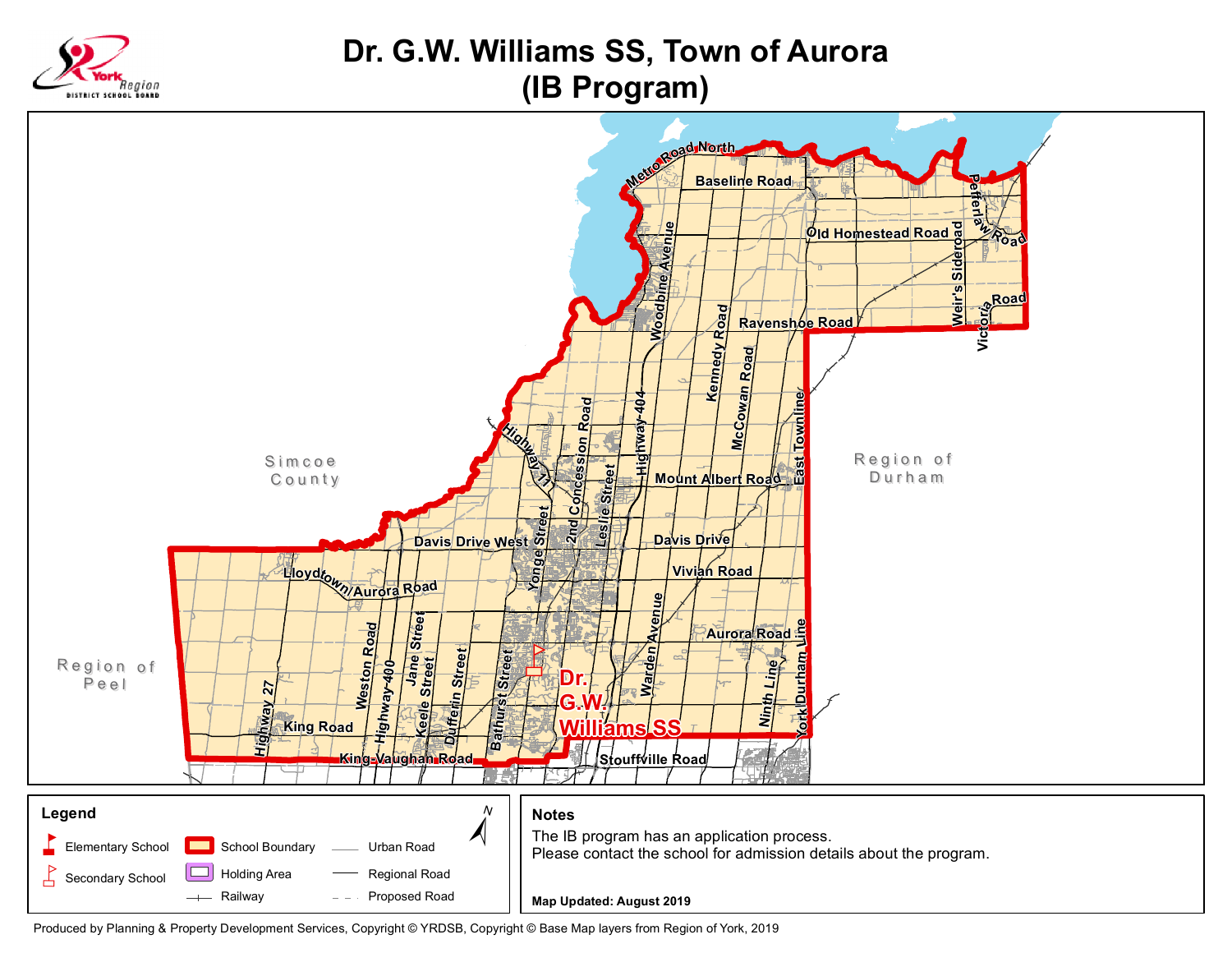# Dr. G.W. Williams SS, Town of Aurora
# (IB Program)

Simcoe County

Region of Durham

Region of Peel

Metro Road North
Baseline Road
Old Homestead Road
Pefferlaw Road
Weir's Sideroad
Victoria Road
Ravenshoe Road
Woodbine Avenue
Kennedy Road
McCowan Road
Highway 404
Highway 11
2nd Concession Road
Leslie Street
East Townline
Mount Albert Road
Davis Drive West
Davis Drive
Yonge Street
Vivian Road
Lloydtown/Aurora Road
Aurora Road
Weston Road
Highway 400
Jane Street
Keele Street
Dufferin Street
Bathurst Street
Warden Avenue
Ninth Line
York/Durham Line
Highway 27
King Road
King-Vaughan Road
Stouffville Road

Dr. G.W. Williams SS

## Legend

- Elementary School
- Secondary School
- School Boundary
- Holding Area
- Railway
- Urban Road
- Regional Road
- Proposed Road

N

## Notes

The IB program has an application process.
Please contact the school for admission details about the program.

**Map Updated: August 2019**

Produced by Planning & Property Development Services, Copyright © YRDSB, Copyright © Base Map layers from Region of York, 2019